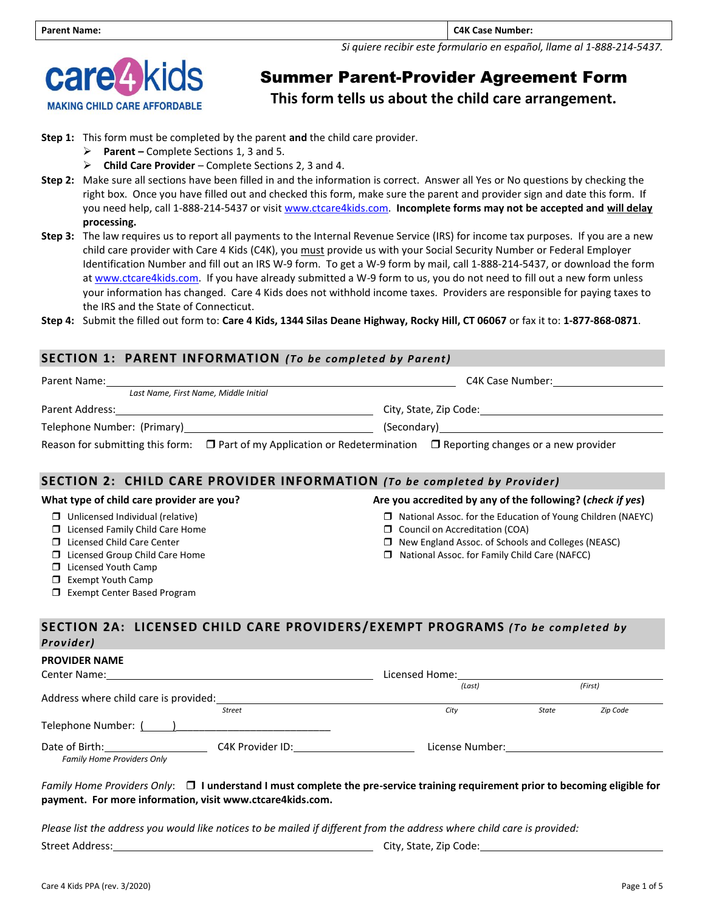| Parent Name: | C4K Case Number: |
|---|---|

*Si quiere recibir este formulario en español, llame al 1-888-214-5437.*

**care4kids** — MAKING CHILD CARE AFFORDABLE

# Summer Parent-Provider Agreement Form

## This form tells us about the child care arrangement.

**Step 1:** This form must be completed by the parent **and** the child care provider.

- **Parent –** Complete Sections 1, 3 and 5.
- **Child Care Provider** – Complete Sections 2, 3 and 4.

**Step 2:** Make sure all sections have been filled in and the information is correct. Answer all Yes or No questions by checking the right box. Once you have filled out and checked this form, make sure the parent and provider sign and date this form. If you need help, call 1-888-214-5437 or visit www.ctcare4kids.com. **Incomplete forms may not be accepted and will delay processing.**

**Step 3:** The law requires us to report all payments to the Internal Revenue Service (IRS) for income tax purposes. If you are a new child care provider with Care 4 Kids (C4K), you must provide us with your Social Security Number or Federal Employer Identification Number and fill out an IRS W-9 form. To get a W-9 form by mail, call 1-888-214-5437, or download the form at www.ctcare4kids.com. If you have already submitted a W-9 form to us, you do not need to fill out a new form unless your information has changed. Care 4 Kids does not withhold income taxes. Providers are responsible for paying taxes to the IRS and the State of Connecticut.

**Step 4:** Submit the filled out form to: **Care 4 Kids, 1344 Silas Deane Highway, Rocky Hill, CT 06067** or fax it to: **1-877-868-0871**.

## SECTION 1: PARENT INFORMATION *(To be completed by Parent)*

Parent Name: ______________________________ C4K Case Number: ______________
*Last Name, First Name, Middle Initial*

Parent Address: ______________________________ City, State, Zip Code: ______________

Telephone Number: (Primary) ______________________________ (Secondary) ______________

Reason for submitting this form: ☐ Part of my Application or Redetermination ☐ Reporting changes or a new provider

## SECTION 2: CHILD CARE PROVIDER INFORMATION *(To be completed by Provider)*

**What type of child care provider are you?**

- ☐ Unlicensed Individual (relative)
- ☐ Licensed Family Child Care Home
- ☐ Licensed Child Care Center
- ☐ Licensed Group Child Care Home
- ☐ Licensed Youth Camp
- ☐ Exempt Youth Camp
- ☐ Exempt Center Based Program

**Are you accredited by any of the following? (*check if yes*)**

- ☐ National Assoc. for the Education of Young Children (NAEYC)
- ☐ Council on Accreditation (COA)
- ☐ New England Assoc. of Schools and Colleges (NEASC)
- ☐ National Assoc. for Family Child Care (NAFCC)

## SECTION 2A: LICENSED CHILD CARE PROVIDERS/EXEMPT PROGRAMS *(To be completed by Provider)*

**PROVIDER NAME**

Center Name: ______________________________ Licensed Home: ______________ *(Last)* ______________ *(First)*

Address where child care is provided: ______________ *Street* ______________ *City* ______ *State* ______ *Zip Code*

Telephone Number: (_____) ______________________________

Date of Birth: ______________ C4K Provider ID: ______________ License Number: ______________
*Family Home Providers Only*

*Family Home Providers Only*: ☐ **I understand I must complete the pre-service training requirement prior to becoming eligible for payment. For more information, visit www.ctcare4kids.com.**

*Please list the address you would like notices to be mailed if different from the address where child care is provided:*

Street Address: ______________________________ City, State, Zip Code: ______________

Care 4 Kids PPA (rev. 3/2020)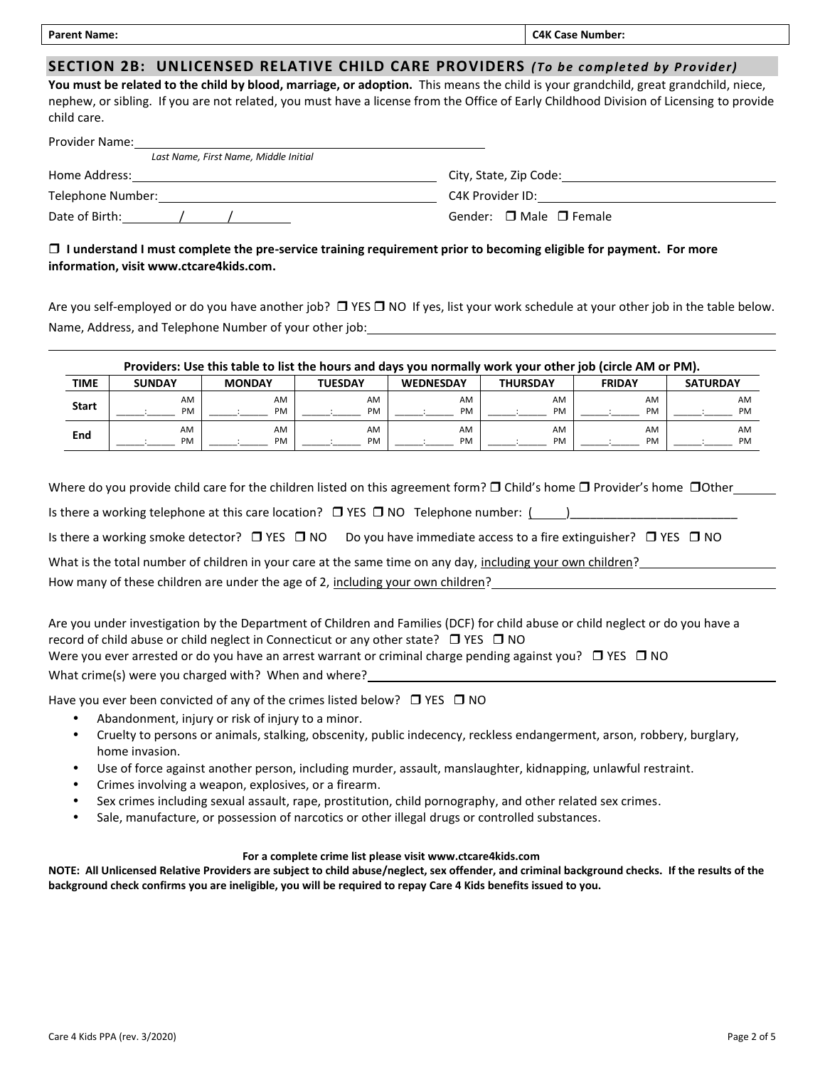| Parent Name: | C4K Case Number: |
| --- | --- |

## SECTION 2B: UNLICENSED RELATIVE CHILD CARE PROVIDERS *(To be completed by Provider)*

**You must be related to the child by blood, marriage, or adoption.** This means the child is your grandchild, great grandchild, niece, nephew, or sibling. If you are not related, you must have a license from the Office of Early Childhood Division of Licensing to provide child care.

Provider Name: ______________________________
*Last Name, First Name, Middle Initial*

Home Address: ______________________________ City, State, Zip Code: ______________________________

Telephone Number: ______________________________ C4K Provider ID: ______________________________

Date of Birth: _____/_____/_____ Gender: ☐ Male ☐ Female

☐ **I understand I must complete the pre-service training requirement prior to becoming eligible for payment. For more information, visit www.ctcare4kids.com.**

Are you self-employed or do you have another job? ☐ YES ☐ NO If yes, list your work schedule at your other job in the table below.

Name, Address, and Telephone Number of your other job: ______________________________

**Providers: Use this table to list the hours and days you normally work your other job (circle AM or PM).**

| TIME | SUNDAY | MONDAY | TUESDAY | WEDNESDAY | THURSDAY | FRIDAY | SATURDAY |
| --- | --- | --- | --- | --- | --- | --- | --- |
| **Start** | _____:_____ AM PM | _____:_____ AM PM | _____:_____ AM PM | _____:_____ AM PM | _____:_____ AM PM | _____:_____ AM PM | _____:_____ AM PM |
| **End** | _____:_____ AM PM | _____:_____ AM PM | _____:_____ AM PM | _____:_____ AM PM | _____:_____ AM PM | _____:_____ AM PM | _____:_____ AM PM |

Where do you provide child care for the children listed on this agreement form? ☐ Child's home ☐ Provider's home ☐ Other ________

Is there a working telephone at this care location? ☐ YES ☐ NO Telephone number: (_____)______________________

Is there a working smoke detector? ☐ YES ☐ NO Do you have immediate access to a fire extinguisher? ☐ YES ☐ NO

What is the total number of children in your care at the same time on any day, including your own children? ________

How many of these children are under the age of 2, including your own children? ________

Are you under investigation by the Department of Children and Families (DCF) for child abuse or child neglect or do you have a record of child abuse or child neglect in Connecticut or any other state? ☐ YES ☐ NO

Were you ever arrested or do you have an arrest warrant or criminal charge pending against you? ☐ YES ☐ NO

What crime(s) were you charged with? When and where? ______________________________

Have you ever been convicted of any of the crimes listed below? ☐ YES ☐ NO

- Abandonment, injury or risk of injury to a minor.
- Cruelty to persons or animals, stalking, obscenity, public indecency, reckless endangerment, arson, robbery, burglary, home invasion.
- Use of force against another person, including murder, assault, manslaughter, kidnapping, unlawful restraint.
- Crimes involving a weapon, explosives, or a firearm.
- Sex crimes including sexual assault, rape, prostitution, child pornography, and other related sex crimes.
- Sale, manufacture, or possession of narcotics or other illegal drugs or controlled substances.

**For a complete crime list please visit www.ctcare4kids.com**

**NOTE: All Unlicensed Relative Providers are subject to child abuse/neglect, sex offender, and criminal background checks. If the results of the background check confirms you are ineligible, you will be required to repay Care 4 Kids benefits issued to you.**

Care 4 Kids PPA (rev. 3/2020)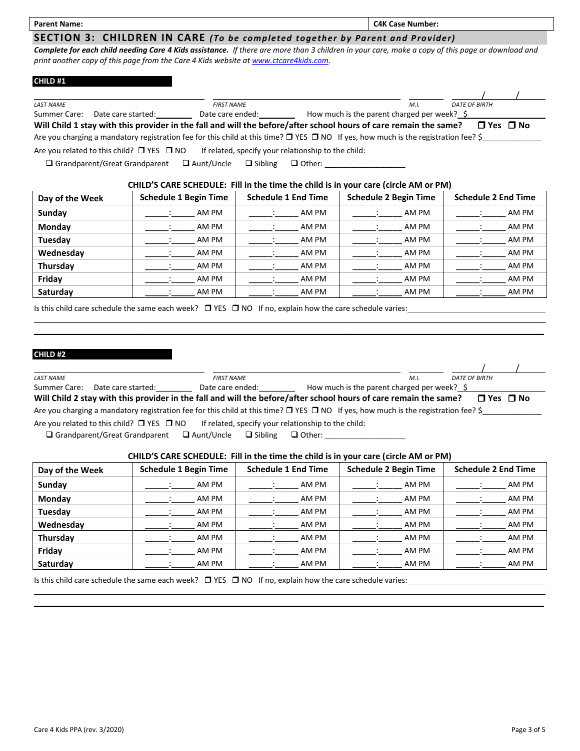| Parent Name: | C4K Case Number: |
|---|---|

## SECTION 3: CHILDREN IN CARE *(To be completed together by Parent and Provider)*

***Complete for each child needing Care 4 Kids assistance.*** *If there are more than 3 children in your care, make a copy of this page or download and print another copy of this page from the Care 4 Kids website at www.ctcare4kids.com.*

### CHILD #1

_______________ _______________ _____ ____/____/____

*LAST NAME* *FIRST NAME* *M.I.* *DATE OF BIRTH*

Summer Care: Date care started:_________ Date care ended:_________ How much is the parent charged per week? $__________

**Will Child 1 stay with this provider in the fall and will the before/after school hours of care remain the same?** ❐ **Yes** ❐ **No**

Are you charging a mandatory registration fee for this child at this time? ❐ YES ❐ NO If yes, how much is the registration fee? $_____________

Are you related to this child? ❐ YES ❐ NO If related, specify your relationship to the child:

❐ Grandparent/Great Grandparent ❐ Aunt/Uncle ❐ Sibling ❐ Other: ___________________

**CHILD'S CARE SCHEDULE: Fill in the time the child is in your care (circle AM or PM)**

| Day of the Week | Schedule 1 Begin Time | Schedule 1 End Time | Schedule 2 Begin Time | Schedule 2 End Time |
|---|---|---|---|---|
| **Sunday** | _____:_____ AM PM | _____:_____ AM PM | _____:_____ AM PM | _____:_____ AM PM |
| **Monday** | _____:_____ AM PM | _____:_____ AM PM | _____:_____ AM PM | _____:_____ AM PM |
| **Tuesday** | _____:_____ AM PM | _____:_____ AM PM | _____:_____ AM PM | _____:_____ AM PM |
| **Wednesday** | _____:_____ AM PM | _____:_____ AM PM | _____:_____ AM PM | _____:_____ AM PM |
| **Thursday** | _____:_____ AM PM | _____:_____ AM PM | _____:_____ AM PM | _____:_____ AM PM |
| **Friday** | _____:_____ AM PM | _____:_____ AM PM | _____:_____ AM PM | _____:_____ AM PM |
| **Saturday** | _____:_____ AM PM | _____:_____ AM PM | _____:_____ AM PM | _____:_____ AM PM |

Is this child care schedule the same each week? ❐ YES ❐ NO If no, explain how the care schedule varies:_______________________

### CHILD #2

_______________ _______________ _____ ____/____/____

*LAST NAME* *FIRST NAME* *M.I.* *DATE OF BIRTH*

Summer Care: Date care started:_________ Date care ended:_________ How much is the parent charged per week? $__________

**Will Child 2 stay with this provider in the fall and will the before/after school hours of care remain the same?** ❐ **Yes** ❐ **No**

Are you charging a mandatory registration fee for this child at this time? ❐ YES ❐ NO If yes, how much is the registration fee? $_____________

Are you related to this child? ❐ YES ❐ NO If related, specify your relationship to the child:

❐ Grandparent/Great Grandparent ❐ Aunt/Uncle ❐ Sibling ❐ Other: ___________________

**CHILD'S CARE SCHEDULE: Fill in the time the child is in your care (circle AM or PM)**

| Day of the Week | Schedule 1 Begin Time | Schedule 1 End Time | Schedule 2 Begin Time | Schedule 2 End Time |
|---|---|---|---|---|
| **Sunday** | _____:_____ AM PM | _____:_____ AM PM | _____:_____ AM PM | _____:_____ AM PM |
| **Monday** | _____:_____ AM PM | _____:_____ AM PM | _____:_____ AM PM | _____:_____ AM PM |
| **Tuesday** | _____:_____ AM PM | _____:_____ AM PM | _____:_____ AM PM | _____:_____ AM PM |
| **Wednesday** | _____:_____ AM PM | _____:_____ AM PM | _____:_____ AM PM | _____:_____ AM PM |
| **Thursday** | _____:_____ AM PM | _____:_____ AM PM | _____:_____ AM PM | _____:_____ AM PM |
| **Friday** | _____:_____ AM PM | _____:_____ AM PM | _____:_____ AM PM | _____:_____ AM PM |
| **Saturday** | _____:_____ AM PM | _____:_____ AM PM | _____:_____ AM PM | _____:_____ AM PM |

Is this child care schedule the same each week? ❐ YES ❐ NO If no, explain how the care schedule varies:_______________________

Care 4 Kids PPA (rev. 3/2020)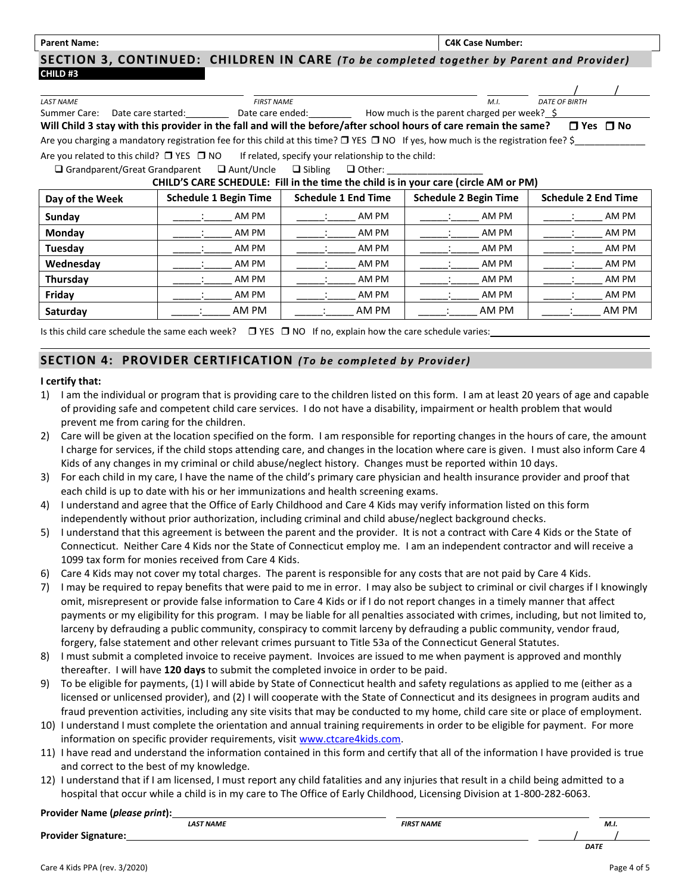**Parent Name:** | **C4K Case Number:**

## SECTION 3, CONTINUED: CHILDREN IN CARE *(To be completed together by Parent and Provider)*

**CHILD #3**

_______________ _______________ _____ ____/____/____
*LAST NAME* *FIRST NAME* *M.I.* *DATE OF BIRTH*

Summer Care: Date care started:________ Date care ended:________ How much is the parent charged per week? $________

**Will Child 3 stay with this provider in the fall and will the before/after school hours of care remain the same? ❒ Yes ❒ No**

Are you charging a mandatory registration fee for this child at this time? ❒ YES ❒ NO If yes, how much is the registration fee? $____________

Are you related to this child? ❒ YES ❒ NO If related, specify your relationship to the child:

❑ Grandparent/Great Grandparent ❑ Aunt/Uncle ❑ Sibling ❑ Other: ________________

**CHILD'S CARE SCHEDULE: Fill in the time the child is in your care (circle AM or PM)**

| Day of the Week | Schedule 1 Begin Time | Schedule 1 End Time | Schedule 2 Begin Time | Schedule 2 End Time |
|---|---|---|---|---|
| **Sunday** | ____:____ AM PM | ____:____ AM PM | ____:____ AM PM | ____:____ AM PM |
| **Monday** | ____:____ AM PM | ____:____ AM PM | ____:____ AM PM | ____:____ AM PM |
| **Tuesday** | ____:____ AM PM | ____:____ AM PM | ____:____ AM PM | ____:____ AM PM |
| **Wednesday** | ____:____ AM PM | ____:____ AM PM | ____:____ AM PM | ____:____ AM PM |
| **Thursday** | ____:____ AM PM | ____:____ AM PM | ____:____ AM PM | ____:____ AM PM |
| **Friday** | ____:____ AM PM | ____:____ AM PM | ____:____ AM PM | ____:____ AM PM |
| **Saturday** | ____:____ AM PM | ____:____ AM PM | ____:____ AM PM | ____:____ AM PM |

Is this child care schedule the same each week? ❒ YES ❒ NO If no, explain how the care schedule varies:________________

## SECTION 4: PROVIDER CERTIFICATION *(To be completed by Provider)*

**I certify that:**

1) I am the individual or program that is providing care to the children listed on this form. I am at least 20 years of age and capable of providing safe and competent child care services. I do not have a disability, impairment or health problem that would prevent me from caring for the children.
2) Care will be given at the location specified on the form. I am responsible for reporting changes in the hours of care, the amount I charge for services, if the child stops attending care, and changes in the location where care is given. I must also inform Care 4 Kids of any changes in my criminal or child abuse/neglect history. Changes must be reported within 10 days.
3) For each child in my care, I have the name of the child's primary care physician and health insurance provider and proof that each child is up to date with his or her immunizations and health screening exams.
4) I understand and agree that the Office of Early Childhood and Care 4 Kids may verify information listed on this form independently without prior authorization, including criminal and child abuse/neglect background checks.
5) I understand that this agreement is between the parent and the provider. It is not a contract with Care 4 Kids or the State of Connecticut. Neither Care 4 Kids nor the State of Connecticut employ me. I am an independent contractor and will receive a 1099 tax form for monies received from Care 4 Kids.
6) Care 4 Kids may not cover my total charges. The parent is responsible for any costs that are not paid by Care 4 Kids.
7) I may be required to repay benefits that were paid to me in error. I may also be subject to criminal or civil charges if I knowingly omit, misrepresent or provide false information to Care 4 Kids or if I do not report changes in a timely manner that affect payments or my eligibility for this program. I may be liable for all penalties associated with crimes, including, but not limited to, larceny by defrauding a public community, conspiracy to commit larceny by defrauding a public community, vendor fraud, forgery, false statement and other relevant crimes pursuant to Title 53a of the Connecticut General Statutes.
8) I must submit a completed invoice to receive payment. Invoices are issued to me when payment is approved and monthly thereafter. I will have **120 days** to submit the completed invoice in order to be paid.
9) To be eligible for payments, (1) I will abide by State of Connecticut health and safety regulations as applied to me (either as a licensed or unlicensed provider), and (2) I will cooperate with the State of Connecticut and its designees in program audits and fraud prevention activities, including any site visits that may be conducted to my home, child care site or place of employment.
10) I understand I must complete the orientation and annual training requirements in order to be eligible for payment. For more information on specific provider requirements, visit www.ctcare4kids.com.
11) I have read and understand the information contained in this form and certify that all of the information I have provided is true and correct to the best of my knowledge.
12) I understand that if I am licensed, I must report any child fatalities and any injuries that result in a child being admitted to a hospital that occur while a child is in my care to The Office of Early Childhood, Licensing Division at 1-800-282-6063.

**Provider Name (*please print*):** _______________ _______________ _____
*LAST NAME* *FIRST NAME* *M.I.*

**Provider Signature:** ______________________________ ____/____/____
*DATE*

Care 4 Kids PPA (rev. 3/2020)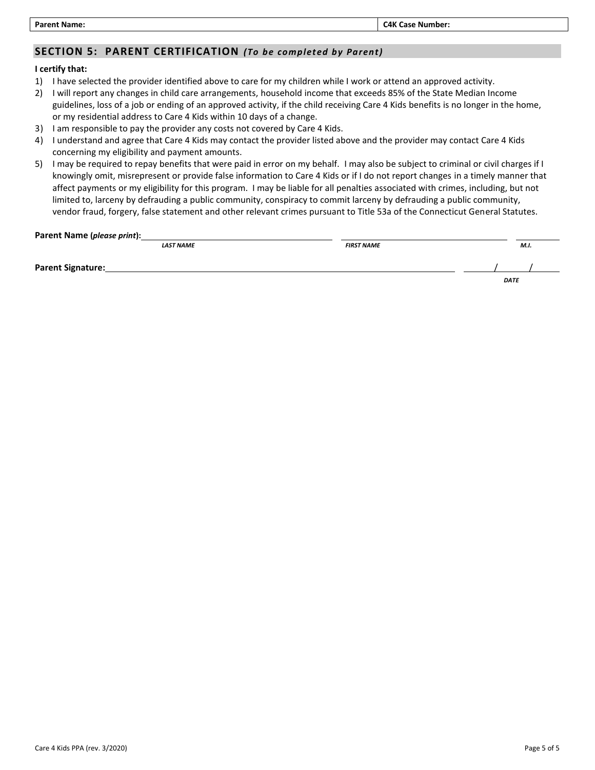| Parent Name: | C4K Case Number: |
|---|---|

## SECTION 5: PARENT CERTIFICATION *(To be completed by Parent)*

**I certify that:**

1) I have selected the provider identified above to care for my children while I work or attend an approved activity.
2) I will report any changes in child care arrangements, household income that exceeds 85% of the State Median Income guidelines, loss of a job or ending of an approved activity, if the child receiving Care 4 Kids benefits is no longer in the home, or my residential address to Care 4 Kids within 10 days of a change.
3) I am responsible to pay the provider any costs not covered by Care 4 Kids.
4) I understand and agree that Care 4 Kids may contact the provider listed above and the provider may contact Care 4 Kids concerning my eligibility and payment amounts.
5) I may be required to repay benefits that were paid in error on my behalf. I may also be subject to criminal or civil charges if I knowingly omit, misrepresent or provide false information to Care 4 Kids or if I do not report changes in a timely manner that affect payments or my eligibility for this program. I may be liable for all penalties associated with crimes, including, but not limited to, larceny by defrauding a public community, conspiracy to commit larceny by defrauding a public community, vendor fraud, forgery, false statement and other relevant crimes pursuant to Title 53a of the Connecticut General Statutes.

**Parent Name (*please print*):** ______________________ ______________________ ______

*LAST NAME* *FIRST NAME* *M.I.*

**Parent Signature:** ____________________________________________ ____/____/____

*DATE*